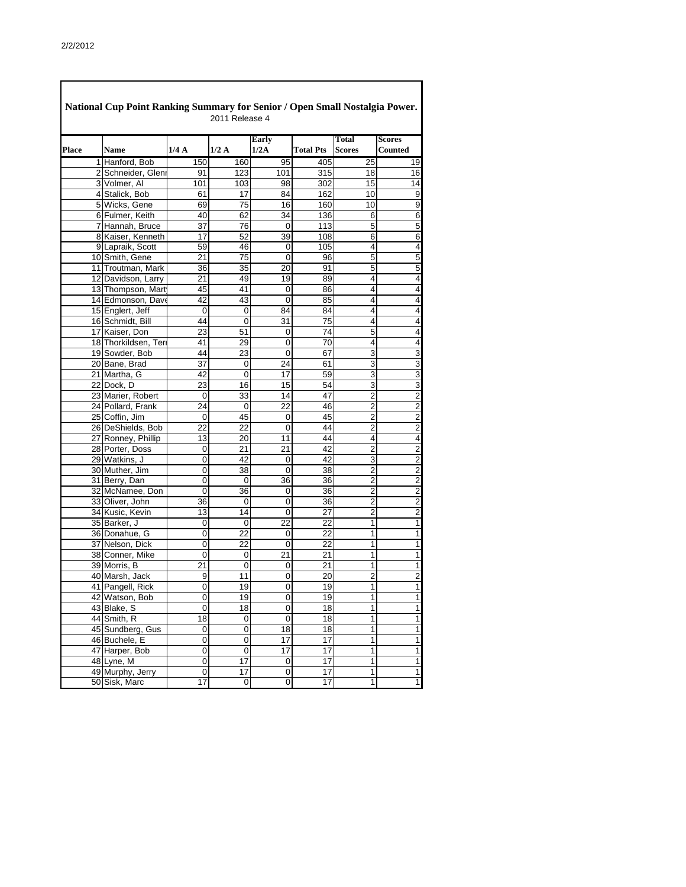2/2/2012

# National Cup Point Ranking Summary for Senior / Open Small Nostalgia Power.

2011 Release 4

| Place | Name | 1/4 A | 1/2 A | Early 1/2A | Total Pts | Total Scores | Scores Counted |
|---|---|---|---|---|---|---|---|
| 1 | Hanford, Bob | 150 | 160 | 95 | 405 | 25 | 19 |
| 2 | Schneider, Glenn | 91 | 123 | 101 | 315 | 18 | 16 |
| 3 | Volmer, Al | 101 | 103 | 98 | 302 | 15 | 14 |
| 4 | Stalick, Bob | 61 | 17 | 84 | 162 | 10 | 9 |
| 5 | Wicks, Gene | 69 | 75 | 16 | 160 | 10 | 9 |
| 6 | Fulmer, Keith | 40 | 62 | 34 | 136 | 6 | 6 |
| 7 | Hannah, Bruce | 37 | 76 | 0 | 113 | 5 | 5 |
| 8 | Kaiser, Kenneth | 17 | 52 | 39 | 108 | 6 | 6 |
| 9 | Lapraik, Scott | 59 | 46 | 0 | 105 | 4 | 4 |
| 10 | Smith, Gene | 21 | 75 | 0 | 96 | 5 | 5 |
| 11 | Troutman, Mark | 36 | 35 | 20 | 91 | 5 | 5 |
| 12 | Davidson, Larry | 21 | 49 | 19 | 89 | 4 | 4 |
| 13 | Thompson, Marty | 45 | 41 | 0 | 86 | 4 | 4 |
| 14 | Edmonson, Dave | 42 | 43 | 0 | 85 | 4 | 4 |
| 15 | Englert, Jeff | 0 | 0 | 84 | 84 | 4 | 4 |
| 16 | Schmidt, Bill | 44 | 0 | 31 | 75 | 4 | 4 |
| 17 | Kaiser, Don | 23 | 51 | 0 | 74 | 5 | 4 |
| 18 | Thorkildsen, Terr | 41 | 29 | 0 | 70 | 4 | 4 |
| 19 | Sowder, Bob | 44 | 23 | 0 | 67 | 3 | 3 |
| 20 | Bane, Brad | 37 | 0 | 24 | 61 | 3 | 3 |
| 21 | Martha, G | 42 | 0 | 17 | 59 | 3 | 3 |
| 22 | Dock, D | 23 | 16 | 15 | 54 | 3 | 3 |
| 23 | Marier, Robert | 0 | 33 | 14 | 47 | 2 | 2 |
| 24 | Pollard, Frank | 24 | 0 | 22 | 46 | 2 | 2 |
| 25 | Coffin, Jim | 0 | 45 | 0 | 45 | 2 | 2 |
| 26 | DeShields, Bob | 22 | 22 | 0 | 44 | 2 | 2 |
| 27 | Ronney, Phillip | 13 | 20 | 11 | 44 | 4 | 4 |
| 28 | Porter, Doss | 0 | 21 | 21 | 42 | 2 | 2 |
| 29 | Watkins, J | 0 | 42 | 0 | 42 | 3 | 2 |
| 30 | Muther, Jim | 0 | 38 | 0 | 38 | 2 | 2 |
| 31 | Berry, Dan | 0 | 0 | 36 | 36 | 2 | 2 |
| 32 | McNamee, Don | 0 | 36 | 0 | 36 | 2 | 2 |
| 33 | Oliver, John | 36 | 0 | 0 | 36 | 2 | 2 |
| 34 | Kusic, Kevin | 13 | 14 | 0 | 27 | 2 | 2 |
| 35 | Barker, J | 0 | 0 | 22 | 22 | 1 | 1 |
| 36 | Donahue, G | 0 | 22 | 0 | 22 | 1 | 1 |
| 37 | Nelson, Dick | 0 | 22 | 0 | 22 | 1 | 1 |
| 38 | Conner, Mike | 0 | 0 | 21 | 21 | 1 | 1 |
| 39 | Morris, B | 21 | 0 | 0 | 21 | 1 | 1 |
| 40 | Marsh, Jack | 9 | 11 | 0 | 20 | 2 | 2 |
| 41 | Pangell, Rick | 0 | 19 | 0 | 19 | 1 | 1 |
| 42 | Watson, Bob | 0 | 19 | 0 | 19 | 1 | 1 |
| 43 | Blake, S | 0 | 18 | 0 | 18 | 1 | 1 |
| 44 | Smith, R | 18 | 0 | 0 | 18 | 1 | 1 |
| 45 | Sundberg, Gus | 0 | 0 | 18 | 18 | 1 | 1 |
| 46 | Buchele, E | 0 | 0 | 17 | 17 | 1 | 1 |
| 47 | Harper, Bob | 0 | 0 | 17 | 17 | 1 | 1 |
| 48 | Lyne, M | 0 | 17 | 0 | 17 | 1 | 1 |
| 49 | Murphy, Jerry | 0 | 17 | 0 | 17 | 1 | 1 |
| 50 | Sisk, Marc | 17 | 0 | 0 | 17 | 1 | 1 |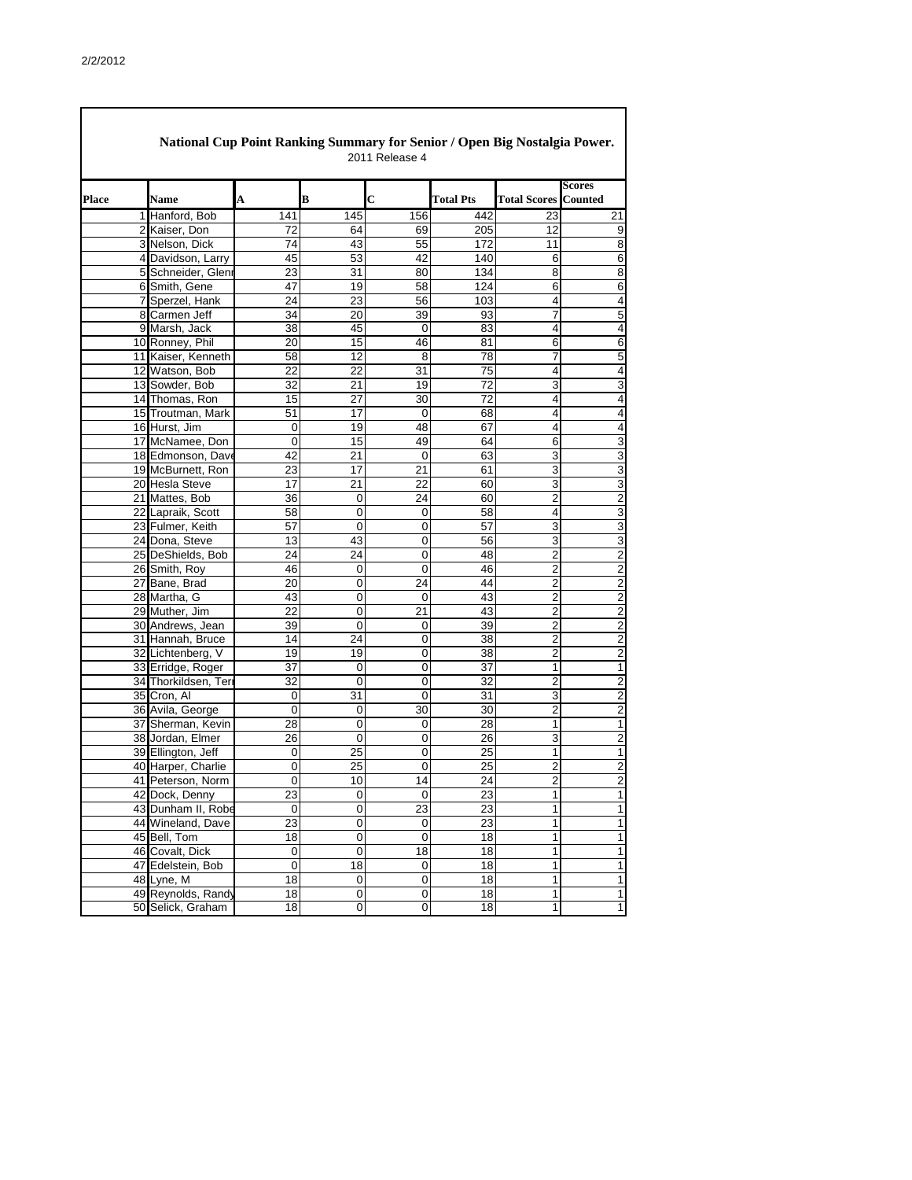2/2/2012

## National Cup Point Ranking Summary for Senior / Open Big Nostalgia Power.

2011 Release 4

| Place | Name | A | B | C | Total Pts | Total Scores | Scores Counted |
|---|---|---|---|---|---|---|---|
| 1 | Hanford, Bob | 141 | 145 | 156 | 442 | 23 | 21 |
| 2 | Kaiser, Don | 72 | 64 | 69 | 205 | 12 | 9 |
| 3 | Nelson, Dick | 74 | 43 | 55 | 172 | 11 | 8 |
| 4 | Davidson, Larry | 45 | 53 | 42 | 140 | 6 | 6 |
| 5 | Schneider, Glenn | 23 | 31 | 80 | 134 | 8 | 8 |
| 6 | Smith, Gene | 47 | 19 | 58 | 124 | 6 | 6 |
| 7 | Sperzel, Hank | 24 | 23 | 56 | 103 | 4 | 4 |
| 8 | Carmen Jeff | 34 | 20 | 39 | 93 | 7 | 5 |
| 9 | Marsh, Jack | 38 | 45 | 0 | 83 | 4 | 4 |
| 10 | Ronney, Phil | 20 | 15 | 46 | 81 | 6 | 6 |
| 11 | Kaiser, Kenneth | 58 | 12 | 8 | 78 | 7 | 5 |
| 12 | Watson, Bob | 22 | 22 | 31 | 75 | 4 | 4 |
| 13 | Sowder, Bob | 32 | 21 | 19 | 72 | 3 | 3 |
| 14 | Thomas, Ron | 15 | 27 | 30 | 72 | 4 | 4 |
| 15 | Troutman, Mark | 51 | 17 | 0 | 68 | 4 | 4 |
| 16 | Hurst, Jim | 0 | 19 | 48 | 67 | 4 | 4 |
| 17 | McNamee, Don | 0 | 15 | 49 | 64 | 6 | 3 |
| 18 | Edmonson, Dave | 42 | 21 | 0 | 63 | 3 | 3 |
| 19 | McBurnett, Ron | 23 | 17 | 21 | 61 | 3 | 3 |
| 20 | Hesla Steve | 17 | 21 | 22 | 60 | 3 | 3 |
| 21 | Mattes, Bob | 36 | 0 | 24 | 60 | 2 | 2 |
| 22 | Lapraik, Scott | 58 | 0 | 0 | 58 | 4 | 3 |
| 23 | Fulmer, Keith | 57 | 0 | 0 | 57 | 3 | 3 |
| 24 | Dona, Steve | 13 | 43 | 0 | 56 | 3 | 3 |
| 25 | DeShields, Bob | 24 | 24 | 0 | 48 | 2 | 2 |
| 26 | Smith, Roy | 46 | 0 | 0 | 46 | 2 | 2 |
| 27 | Bane, Brad | 20 | 0 | 24 | 44 | 2 | 2 |
| 28 | Martha, G | 43 | 0 | 0 | 43 | 2 | 2 |
| 29 | Muther, Jim | 22 | 0 | 21 | 43 | 2 | 2 |
| 30 | Andrews, Jean | 39 | 0 | 0 | 39 | 2 | 2 |
| 31 | Hannah, Bruce | 14 | 24 | 0 | 38 | 2 | 2 |
| 32 | Lichtenberg, V | 19 | 19 | 0 | 38 | 2 | 2 |
| 33 | Erridge, Roger | 37 | 0 | 0 | 37 | 1 | 1 |
| 34 | Thorkildsen, Terr | 32 | 0 | 0 | 32 | 2 | 2 |
| 35 | Cron, Al | 0 | 31 | 0 | 31 | 3 | 2 |
| 36 | Avila, George | 0 | 0 | 30 | 30 | 2 | 2 |
| 37 | Sherman, Kevin | 28 | 0 | 0 | 28 | 1 | 1 |
| 38 | Jordan, Elmer | 26 | 0 | 0 | 26 | 3 | 2 |
| 39 | Ellington, Jeff | 0 | 25 | 0 | 25 | 1 | 1 |
| 40 | Harper, Charlie | 0 | 25 | 0 | 25 | 2 | 2 |
| 41 | Peterson, Norm | 0 | 10 | 14 | 24 | 2 | 2 |
| 42 | Dock, Denny | 23 | 0 | 0 | 23 | 1 | 1 |
| 43 | Dunham II, Robe | 0 | 0 | 23 | 23 | 1 | 1 |
| 44 | Wineland, Dave | 23 | 0 | 0 | 23 | 1 | 1 |
| 45 | Bell, Tom | 18 | 0 | 0 | 18 | 1 | 1 |
| 46 | Covalt, Dick | 0 | 0 | 18 | 18 | 1 | 1 |
| 47 | Edelstein, Bob | 0 | 18 | 0 | 18 | 1 | 1 |
| 48 | Lyne, M | 18 | 0 | 0 | 18 | 1 | 1 |
| 49 | Reynolds, Randy | 18 | 0 | 0 | 18 | 1 | 1 |
| 50 | Selick, Graham | 18 | 0 | 0 | 18 | 1 | 1 |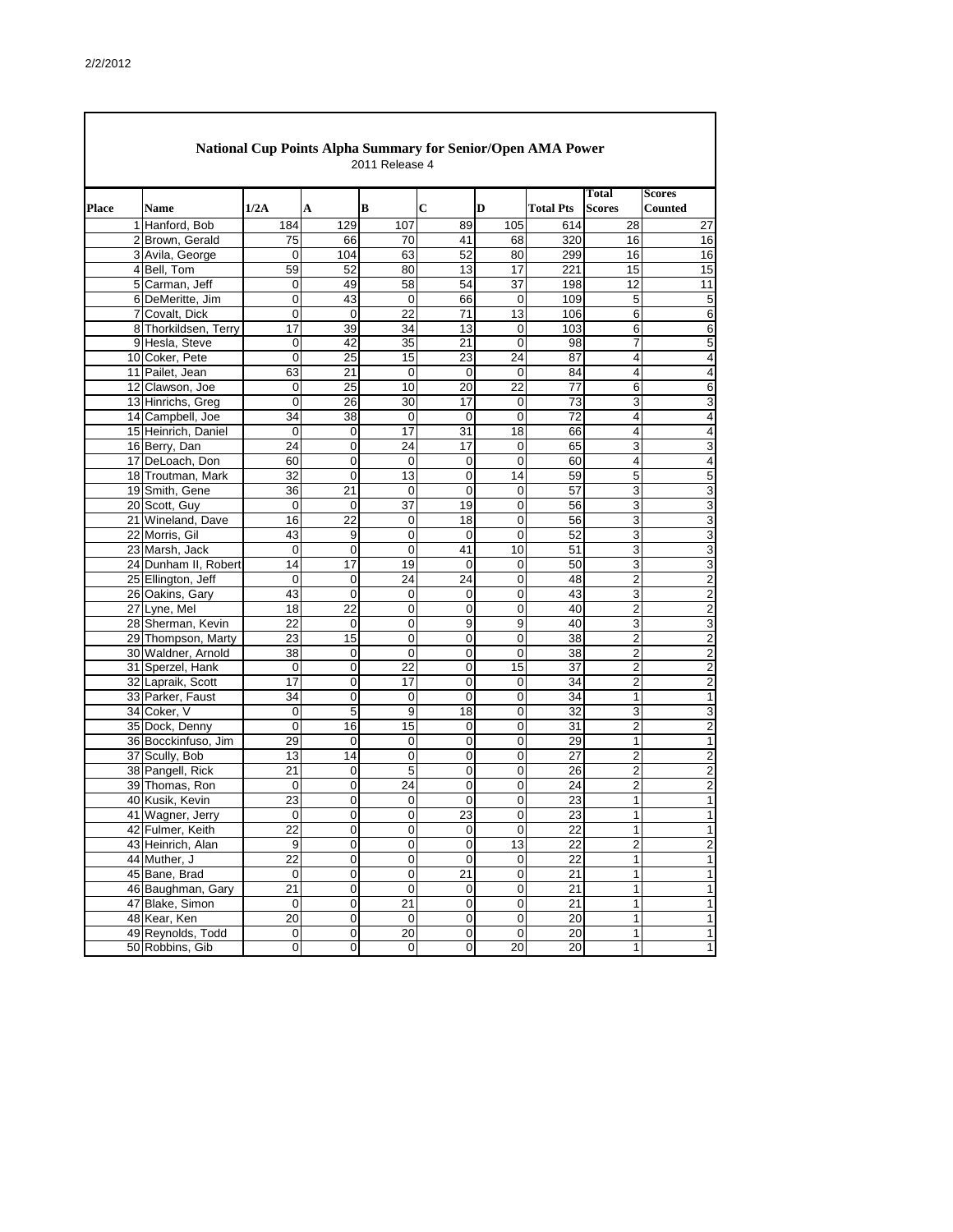## National Cup Points Alpha Summary for Senior/Open AMA Power

2011 Release 4

| Place | Name | 1/2A | A | B | C | D | Total Pts | Total Scores | Scores Counted |
|---|---|---|---|---|---|---|---|---|---|
| 1 | Hanford, Bob | 184 | 129 | 107 | 89 | 105 | 614 | 28 | 27 |
| 2 | Brown, Gerald | 75 | 66 | 70 | 41 | 68 | 320 | 16 | 16 |
| 3 | Avila, George | 0 | 104 | 63 | 52 | 80 | 299 | 16 | 16 |
| 4 | Bell, Tom | 59 | 52 | 80 | 13 | 17 | 221 | 15 | 15 |
| 5 | Carman, Jeff | 0 | 49 | 58 | 54 | 37 | 198 | 12 | 11 |
| 6 | DeMeritte, Jim | 0 | 43 | 0 | 66 | 0 | 109 | 5 | 5 |
| 7 | Covalt, Dick | 0 | 0 | 22 | 71 | 13 | 106 | 6 | 6 |
| 8 | Thorkildsen, Terry | 17 | 39 | 34 | 13 | 0 | 103 | 6 | 6 |
| 9 | Hesla, Steve | 0 | 42 | 35 | 21 | 0 | 98 | 7 | 5 |
| 10 | Coker, Pete | 0 | 25 | 15 | 23 | 24 | 87 | 4 | 4 |
| 11 | Pailet, Jean | 63 | 21 | 0 | 0 | 0 | 84 | 4 | 4 |
| 12 | Clawson, Joe | 0 | 25 | 10 | 20 | 22 | 77 | 6 | 6 |
| 13 | Hinrichs, Greg | 0 | 26 | 30 | 17 | 0 | 73 | 3 | 3 |
| 14 | Campbell, Joe | 34 | 38 | 0 | 0 | 0 | 72 | 4 | 4 |
| 15 | Heinrich, Daniel | 0 | 0 | 17 | 31 | 18 | 66 | 4 | 4 |
| 16 | Berry, Dan | 24 | 0 | 24 | 17 | 0 | 65 | 3 | 3 |
| 17 | DeLoach, Don | 60 | 0 | 0 | 0 | 0 | 60 | 4 | 4 |
| 18 | Troutman, Mark | 32 | 0 | 13 | 0 | 14 | 59 | 5 | 5 |
| 19 | Smith, Gene | 36 | 21 | 0 | 0 | 0 | 57 | 3 | 3 |
| 20 | Scott, Guy | 0 | 0 | 37 | 19 | 0 | 56 | 3 | 3 |
| 21 | Wineland, Dave | 16 | 22 | 0 | 18 | 0 | 56 | 3 | 3 |
| 22 | Morris, Gil | 43 | 9 | 0 | 0 | 0 | 52 | 3 | 3 |
| 23 | Marsh, Jack | 0 | 0 | 0 | 41 | 10 | 51 | 3 | 3 |
| 24 | Dunham II, Robert | 14 | 17 | 19 | 0 | 0 | 50 | 3 | 3 |
| 25 | Ellington, Jeff | 0 | 0 | 24 | 24 | 0 | 48 | 2 | 2 |
| 26 | Oakins, Gary | 43 | 0 | 0 | 0 | 0 | 43 | 3 | 2 |
| 27 | Lyne, Mel | 18 | 22 | 0 | 0 | 0 | 40 | 2 | 2 |
| 28 | Sherman, Kevin | 22 | 0 | 0 | 9 | 9 | 40 | 3 | 3 |
| 29 | Thompson, Marty | 23 | 15 | 0 | 0 | 0 | 38 | 2 | 2 |
| 30 | Waldner, Arnold | 38 | 0 | 0 | 0 | 0 | 38 | 2 | 2 |
| 31 | Sperzel, Hank | 0 | 0 | 22 | 0 | 15 | 37 | 2 | 2 |
| 32 | Lapraik, Scott | 17 | 0 | 17 | 0 | 0 | 34 | 2 | 2 |
| 33 | Parker, Faust | 34 | 0 | 0 | 0 | 0 | 34 | 1 | 1 |
| 34 | Coker, V | 0 | 5 | 9 | 18 | 0 | 32 | 3 | 3 |
| 35 | Dock, Denny | 0 | 16 | 15 | 0 | 0 | 31 | 2 | 2 |
| 36 | Bocckinfuso, Jim | 29 | 0 | 0 | 0 | 0 | 29 | 1 | 1 |
| 37 | Scully, Bob | 13 | 14 | 0 | 0 | 0 | 27 | 2 | 2 |
| 38 | Pangell, Rick | 21 | 0 | 5 | 0 | 0 | 26 | 2 | 2 |
| 39 | Thomas, Ron | 0 | 0 | 24 | 0 | 0 | 24 | 2 | 2 |
| 40 | Kusik, Kevin | 23 | 0 | 0 | 0 | 0 | 23 | 1 | 1 |
| 41 | Wagner, Jerry | 0 | 0 | 0 | 23 | 0 | 23 | 1 | 1 |
| 42 | Fulmer, Keith | 22 | 0 | 0 | 0 | 0 | 22 | 1 | 1 |
| 43 | Heinrich, Alan | 9 | 0 | 0 | 0 | 13 | 22 | 2 | 2 |
| 44 | Muther, J | 22 | 0 | 0 | 0 | 0 | 22 | 1 | 1 |
| 45 | Bane, Brad | 0 | 0 | 0 | 21 | 0 | 21 | 1 | 1 |
| 46 | Baughman, Gary | 21 | 0 | 0 | 0 | 0 | 21 | 1 | 1 |
| 47 | Blake, Simon | 0 | 0 | 21 | 0 | 0 | 21 | 1 | 1 |
| 48 | Kear, Ken | 20 | 0 | 0 | 0 | 0 | 20 | 1 | 1 |
| 49 | Reynolds, Todd | 0 | 0 | 20 | 0 | 0 | 20 | 1 | 1 |
| 50 | Robbins, Gib | 0 | 0 | 0 | 0 | 20 | 20 | 1 | 1 |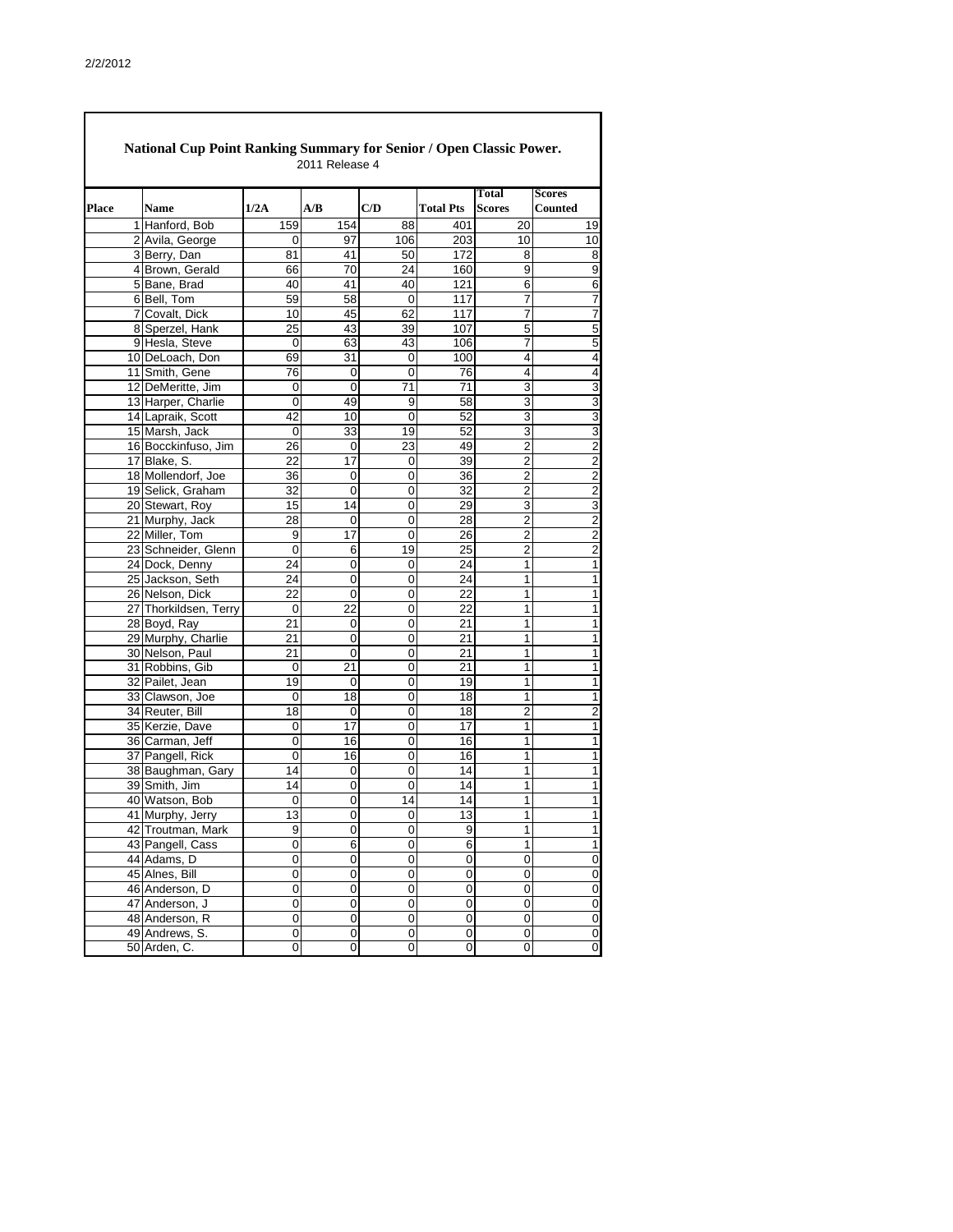2/2/2012

## National Cup Point Ranking Summary for Senior / Open Classic Power.

2011 Release 4

| Place | Name | 1/2A | A/B | C/D | Total Pts | Total Scores | Scores Counted |
|---|---|---|---|---|---|---|---|
| 1 | Hanford, Bob | 159 | 154 | 88 | 401 | 20 | 19 |
| 2 | Avila, George | 0 | 97 | 106 | 203 | 10 | 10 |
| 3 | Berry, Dan | 81 | 41 | 50 | 172 | 8 | 8 |
| 4 | Brown, Gerald | 66 | 70 | 24 | 160 | 9 | 9 |
| 5 | Bane, Brad | 40 | 41 | 40 | 121 | 6 | 6 |
| 6 | Bell, Tom | 59 | 58 | 0 | 117 | 7 | 7 |
| 7 | Covalt, Dick | 10 | 45 | 62 | 117 | 7 | 7 |
| 8 | Sperzel, Hank | 25 | 43 | 39 | 107 | 5 | 5 |
| 9 | Hesla, Steve | 0 | 63 | 43 | 106 | 7 | 5 |
| 10 | DeLoach, Don | 69 | 31 | 0 | 100 | 4 | 4 |
| 11 | Smith, Gene | 76 | 0 | 0 | 76 | 4 | 4 |
| 12 | DeMeritte, Jim | 0 | 0 | 71 | 71 | 3 | 3 |
| 13 | Harper, Charlie | 0 | 49 | 9 | 58 | 3 | 3 |
| 14 | Lapraik, Scott | 42 | 10 | 0 | 52 | 3 | 3 |
| 15 | Marsh, Jack | 0 | 33 | 19 | 52 | 3 | 3 |
| 16 | Bocckinfuso, Jim | 26 | 0 | 23 | 49 | 2 | 2 |
| 17 | Blake, S. | 22 | 17 | 0 | 39 | 2 | 2 |
| 18 | Mollendorf, Joe | 36 | 0 | 0 | 36 | 2 | 2 |
| 19 | Selick, Graham | 32 | 0 | 0 | 32 | 2 | 2 |
| 20 | Stewart, Roy | 15 | 14 | 0 | 29 | 3 | 3 |
| 21 | Murphy, Jack | 28 | 0 | 0 | 28 | 2 | 2 |
| 22 | Miller, Tom | 9 | 17 | 0 | 26 | 2 | 2 |
| 23 | Schneider, Glenn | 0 | 6 | 19 | 25 | 2 | 2 |
| 24 | Dock, Denny | 24 | 0 | 0 | 24 | 1 | 1 |
| 25 | Jackson, Seth | 24 | 0 | 0 | 24 | 1 | 1 |
| 26 | Nelson, Dick | 22 | 0 | 0 | 22 | 1 | 1 |
| 27 | Thorkildsen, Terry | 0 | 22 | 0 | 22 | 1 | 1 |
| 28 | Boyd, Ray | 21 | 0 | 0 | 21 | 1 | 1 |
| 29 | Murphy, Charlie | 21 | 0 | 0 | 21 | 1 | 1 |
| 30 | Nelson, Paul | 21 | 0 | 0 | 21 | 1 | 1 |
| 31 | Robbins, Gib | 0 | 21 | 0 | 21 | 1 | 1 |
| 32 | Pailet, Jean | 19 | 0 | 0 | 19 | 1 | 1 |
| 33 | Clawson, Joe | 0 | 18 | 0 | 18 | 1 | 1 |
| 34 | Reuter, Bill | 18 | 0 | 0 | 18 | 2 | 2 |
| 35 | Kerzie, Dave | 0 | 17 | 0 | 17 | 1 | 1 |
| 36 | Carman, Jeff | 0 | 16 | 0 | 16 | 1 | 1 |
| 37 | Pangell, Rick | 0 | 16 | 0 | 16 | 1 | 1 |
| 38 | Baughman, Gary | 14 | 0 | 0 | 14 | 1 | 1 |
| 39 | Smith, Jim | 14 | 0 | 0 | 14 | 1 | 1 |
| 40 | Watson, Bob | 0 | 0 | 14 | 14 | 1 | 1 |
| 41 | Murphy, Jerry | 13 | 0 | 0 | 13 | 1 | 1 |
| 42 | Troutman, Mark | 9 | 0 | 0 | 9 | 1 | 1 |
| 43 | Pangell, Cass | 0 | 6 | 0 | 6 | 1 | 1 |
| 44 | Adams, D | 0 | 0 | 0 | 0 | 0 | 0 |
| 45 | Alnes, Bill | 0 | 0 | 0 | 0 | 0 | 0 |
| 46 | Anderson, D | 0 | 0 | 0 | 0 | 0 | 0 |
| 47 | Anderson, J | 0 | 0 | 0 | 0 | 0 | 0 |
| 48 | Anderson, R | 0 | 0 | 0 | 0 | 0 | 0 |
| 49 | Andrews, S. | 0 | 0 | 0 | 0 | 0 | 0 |
| 50 | Arden, C. | 0 | 0 | 0 | 0 | 0 | 0 |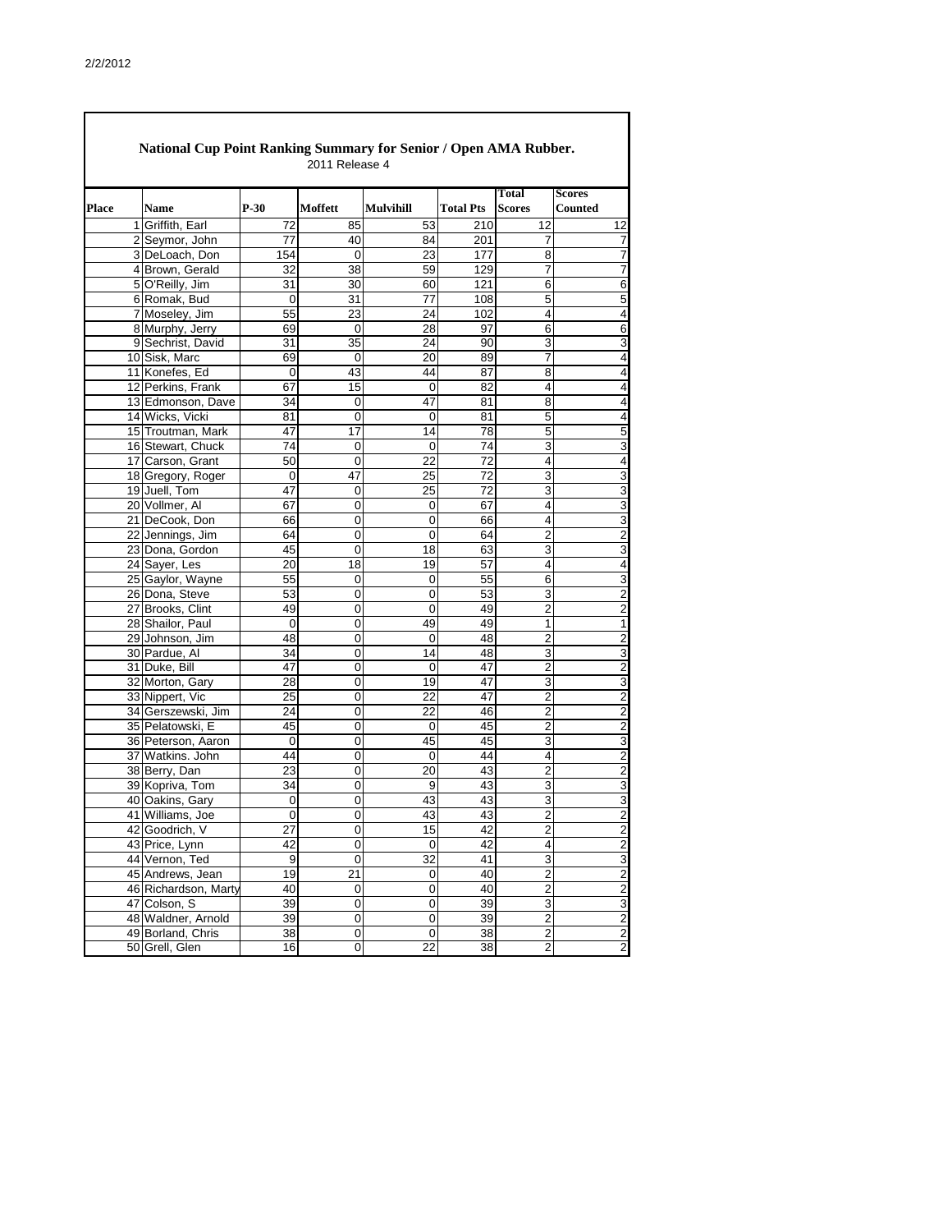2/2/2012

## National Cup Point Ranking Summary for Senior / Open AMA Rubber.

2011 Release 4

| Place | Name | P-30 | Moffett | Mulvihill | Total Pts | Total Scores | Scores Counted |
|---|---|---|---|---|---|---|---|
| 1 | Griffith, Earl | 72 | 85 | 53 | 210 | 12 | 12 |
| 2 | Seymor, John | 77 | 40 | 84 | 201 | 7 | 7 |
| 3 | DeLoach, Don | 154 | 0 | 23 | 177 | 8 | 7 |
| 4 | Brown, Gerald | 32 | 38 | 59 | 129 | 7 | 7 |
| 5 | O'Reilly, Jim | 31 | 30 | 60 | 121 | 6 | 6 |
| 6 | Romak, Bud | 0 | 31 | 77 | 108 | 5 | 5 |
| 7 | Moseley, Jim | 55 | 23 | 24 | 102 | 4 | 4 |
| 8 | Murphy, Jerry | 69 | 0 | 28 | 97 | 6 | 6 |
| 9 | Sechrist, David | 31 | 35 | 24 | 90 | 3 | 3 |
| 10 | Sisk, Marc | 69 | 0 | 20 | 89 | 7 | 4 |
| 11 | Konefes, Ed | 0 | 43 | 44 | 87 | 8 | 4 |
| 12 | Perkins, Frank | 67 | 15 | 0 | 82 | 4 | 4 |
| 13 | Edmonson, Dave | 34 | 0 | 47 | 81 | 8 | 4 |
| 14 | Wicks, Vicki | 81 | 0 | 0 | 81 | 5 | 4 |
| 15 | Troutman, Mark | 47 | 17 | 14 | 78 | 5 | 5 |
| 16 | Stewart, Chuck | 74 | 0 | 0 | 74 | 3 | 3 |
| 17 | Carson, Grant | 50 | 0 | 22 | 72 | 4 | 4 |
| 18 | Gregory, Roger | 0 | 47 | 25 | 72 | 3 | 3 |
| 19 | Juell, Tom | 47 | 0 | 25 | 72 | 3 | 3 |
| 20 | Vollmer, Al | 67 | 0 | 0 | 67 | 4 | 3 |
| 21 | DeCook, Don | 66 | 0 | 0 | 66 | 4 | 3 |
| 22 | Jennings, Jim | 64 | 0 | 0 | 64 | 2 | 2 |
| 23 | Dona, Gordon | 45 | 0 | 18 | 63 | 3 | 3 |
| 24 | Sayer, Les | 20 | 18 | 19 | 57 | 4 | 4 |
| 25 | Gaylor, Wayne | 55 | 0 | 0 | 55 | 6 | 3 |
| 26 | Dona, Steve | 53 | 0 | 0 | 53 | 3 | 2 |
| 27 | Brooks, Clint | 49 | 0 | 0 | 49 | 2 | 2 |
| 28 | Shailor, Paul | 0 | 0 | 49 | 49 | 1 | 1 |
| 29 | Johnson, Jim | 48 | 0 | 0 | 48 | 2 | 2 |
| 30 | Pardue, Al | 34 | 0 | 14 | 48 | 3 | 3 |
| 31 | Duke, Bill | 47 | 0 | 0 | 47 | 2 | 2 |
| 32 | Morton, Gary | 28 | 0 | 19 | 47 | 3 | 3 |
| 33 | Nippert, Vic | 25 | 0 | 22 | 47 | 2 | 2 |
| 34 | Gerszewski, Jim | 24 | 0 | 22 | 46 | 2 | 2 |
| 35 | Pelatowski, E | 45 | 0 | 0 | 45 | 2 | 2 |
| 36 | Peterson, Aaron | 0 | 0 | 45 | 45 | 3 | 3 |
| 37 | Watkins. John | 44 | 0 | 0 | 44 | 4 | 2 |
| 38 | Berry, Dan | 23 | 0 | 20 | 43 | 2 | 2 |
| 39 | Kopriva, Tom | 34 | 0 | 9 | 43 | 3 | 3 |
| 40 | Oakins, Gary | 0 | 0 | 43 | 43 | 3 | 3 |
| 41 | Williams, Joe | 0 | 0 | 43 | 43 | 2 | 2 |
| 42 | Goodrich, V | 27 | 0 | 15 | 42 | 2 | 2 |
| 43 | Price, Lynn | 42 | 0 | 0 | 42 | 4 | 2 |
| 44 | Vernon, Ted | 9 | 0 | 32 | 41 | 3 | 3 |
| 45 | Andrews, Jean | 19 | 21 | 0 | 40 | 2 | 2 |
| 46 | Richardson, Marty | 40 | 0 | 0 | 40 | 2 | 2 |
| 47 | Colson, S | 39 | 0 | 0 | 39 | 3 | 3 |
| 48 | Waldner, Arnold | 39 | 0 | 0 | 39 | 2 | 2 |
| 49 | Borland, Chris | 38 | 0 | 0 | 38 | 2 | 2 |
| 50 | Grell, Glen | 16 | 0 | 22 | 38 | 2 | 2 |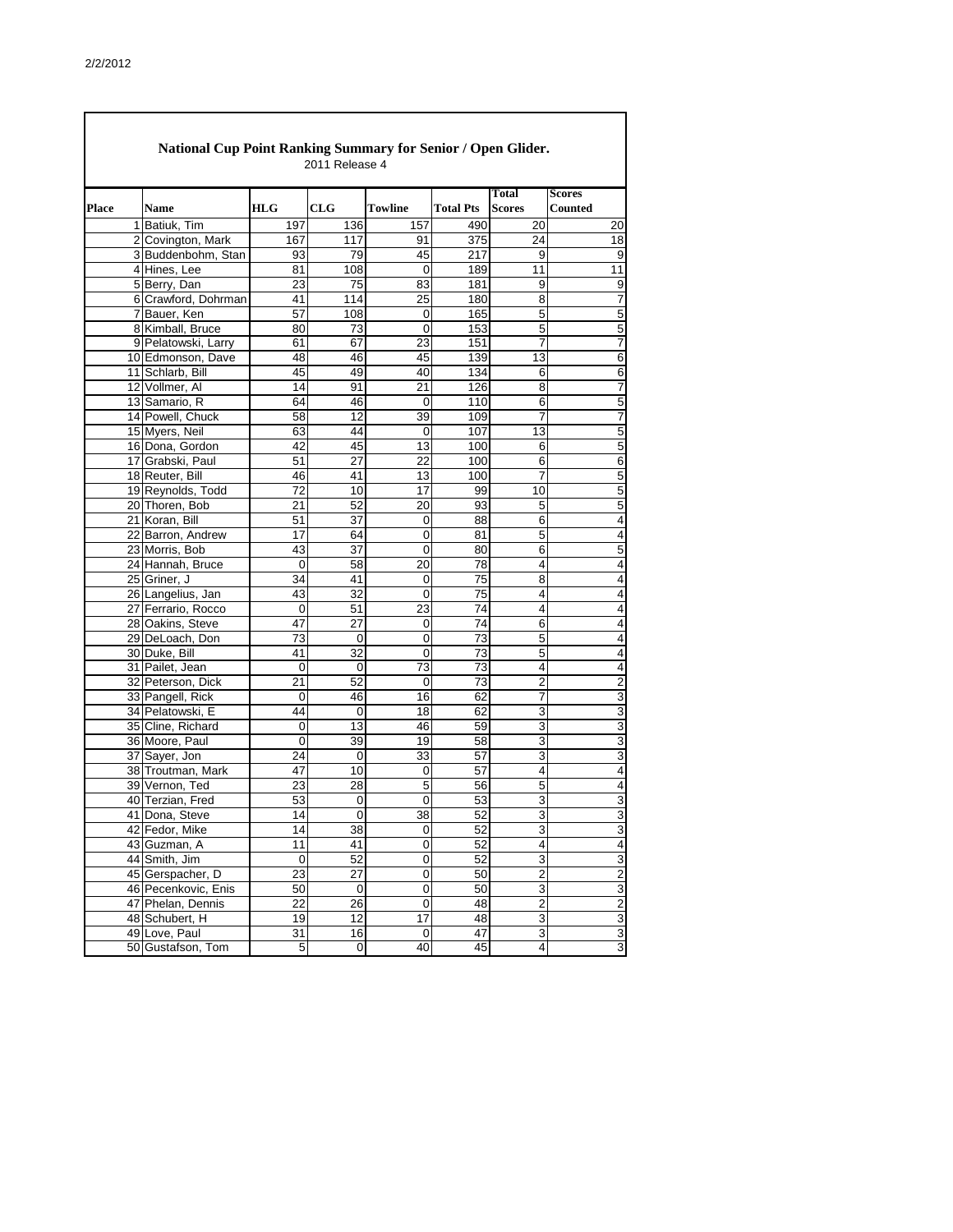## National Cup Point Ranking Summary for Senior / Open Glider.

2011 Release 4

| Place | Name | HLG | CLG | Towline | Total Pts | Total Scores | Scores Counted |
|---|---|---|---|---|---|---|---|
| 1 | Batiuk, Tim | 197 | 136 | 157 | 490 | 20 | 20 |
| 2 | Covington, Mark | 167 | 117 | 91 | 375 | 24 | 18 |
| 3 | Buddenbohm, Stan | 93 | 79 | 45 | 217 | 9 | 9 |
| 4 | Hines, Lee | 81 | 108 | 0 | 189 | 11 | 11 |
| 5 | Berry, Dan | 23 | 75 | 83 | 181 | 9 | 9 |
| 6 | Crawford, Dohrman | 41 | 114 | 25 | 180 | 8 | 7 |
| 7 | Bauer, Ken | 57 | 108 | 0 | 165 | 5 | 5 |
| 8 | Kimball, Bruce | 80 | 73 | 0 | 153 | 5 | 5 |
| 9 | Pelatowski, Larry | 61 | 67 | 23 | 151 | 7 | 7 |
| 10 | Edmonson, Dave | 48 | 46 | 45 | 139 | 13 | 6 |
| 11 | Schlarb, Bill | 45 | 49 | 40 | 134 | 6 | 6 |
| 12 | Vollmer, Al | 14 | 91 | 21 | 126 | 8 | 7 |
| 13 | Samario, R | 64 | 46 | 0 | 110 | 6 | 5 |
| 14 | Powell, Chuck | 58 | 12 | 39 | 109 | 7 | 7 |
| 15 | Myers, Neil | 63 | 44 | 0 | 107 | 13 | 5 |
| 16 | Dona, Gordon | 42 | 45 | 13 | 100 | 6 | 5 |
| 17 | Grabski, Paul | 51 | 27 | 22 | 100 | 6 | 6 |
| 18 | Reuter, Bill | 46 | 41 | 13 | 100 | 7 | 5 |
| 19 | Reynolds, Todd | 72 | 10 | 17 | 99 | 10 | 5 |
| 20 | Thoren, Bob | 21 | 52 | 20 | 93 | 5 | 5 |
| 21 | Koran, Bill | 51 | 37 | 0 | 88 | 6 | 4 |
| 22 | Barron, Andrew | 17 | 64 | 0 | 81 | 5 | 4 |
| 23 | Morris, Bob | 43 | 37 | 0 | 80 | 6 | 5 |
| 24 | Hannah, Bruce | 0 | 58 | 20 | 78 | 4 | 4 |
| 25 | Griner, J | 34 | 41 | 0 | 75 | 8 | 4 |
| 26 | Langelius, Jan | 43 | 32 | 0 | 75 | 4 | 4 |
| 27 | Ferrario, Rocco | 0 | 51 | 23 | 74 | 4 | 4 |
| 28 | Oakins, Steve | 47 | 27 | 0 | 74 | 6 | 4 |
| 29 | DeLoach, Don | 73 | 0 | 0 | 73 | 5 | 4 |
| 30 | Duke, Bill | 41 | 32 | 0 | 73 | 5 | 4 |
| 31 | Pailet, Jean | 0 | 0 | 73 | 73 | 4 | 4 |
| 32 | Peterson, Dick | 21 | 52 | 0 | 73 | 2 | 2 |
| 33 | Pangell, Rick | 0 | 46 | 16 | 62 | 7 | 3 |
| 34 | Pelatowski, E | 44 | 0 | 18 | 62 | 3 | 3 |
| 35 | Cline, Richard | 0 | 13 | 46 | 59 | 3 | 3 |
| 36 | Moore, Paul | 0 | 39 | 19 | 58 | 3 | 3 |
| 37 | Sayer, Jon | 24 | 0 | 33 | 57 | 3 | 3 |
| 38 | Troutman, Mark | 47 | 10 | 0 | 57 | 4 | 4 |
| 39 | Vernon, Ted | 23 | 28 | 5 | 56 | 5 | 4 |
| 40 | Terzian, Fred | 53 | 0 | 0 | 53 | 3 | 3 |
| 41 | Dona, Steve | 14 | 0 | 38 | 52 | 3 | 3 |
| 42 | Fedor, Mike | 14 | 38 | 0 | 52 | 3 | 3 |
| 43 | Guzman, A | 11 | 41 | 0 | 52 | 4 | 4 |
| 44 | Smith, Jim | 0 | 52 | 0 | 52 | 3 | 3 |
| 45 | Gerspacher, D | 23 | 27 | 0 | 50 | 2 | 2 |
| 46 | Pecenkovic, Enis | 50 | 0 | 0 | 50 | 3 | 3 |
| 47 | Phelan, Dennis | 22 | 26 | 0 | 48 | 2 | 2 |
| 48 | Schubert, H | 19 | 12 | 17 | 48 | 3 | 3 |
| 49 | Love, Paul | 31 | 16 | 0 | 47 | 3 | 3 |
| 50 | Gustafson, Tom | 5 | 0 | 40 | 45 | 4 | 3 |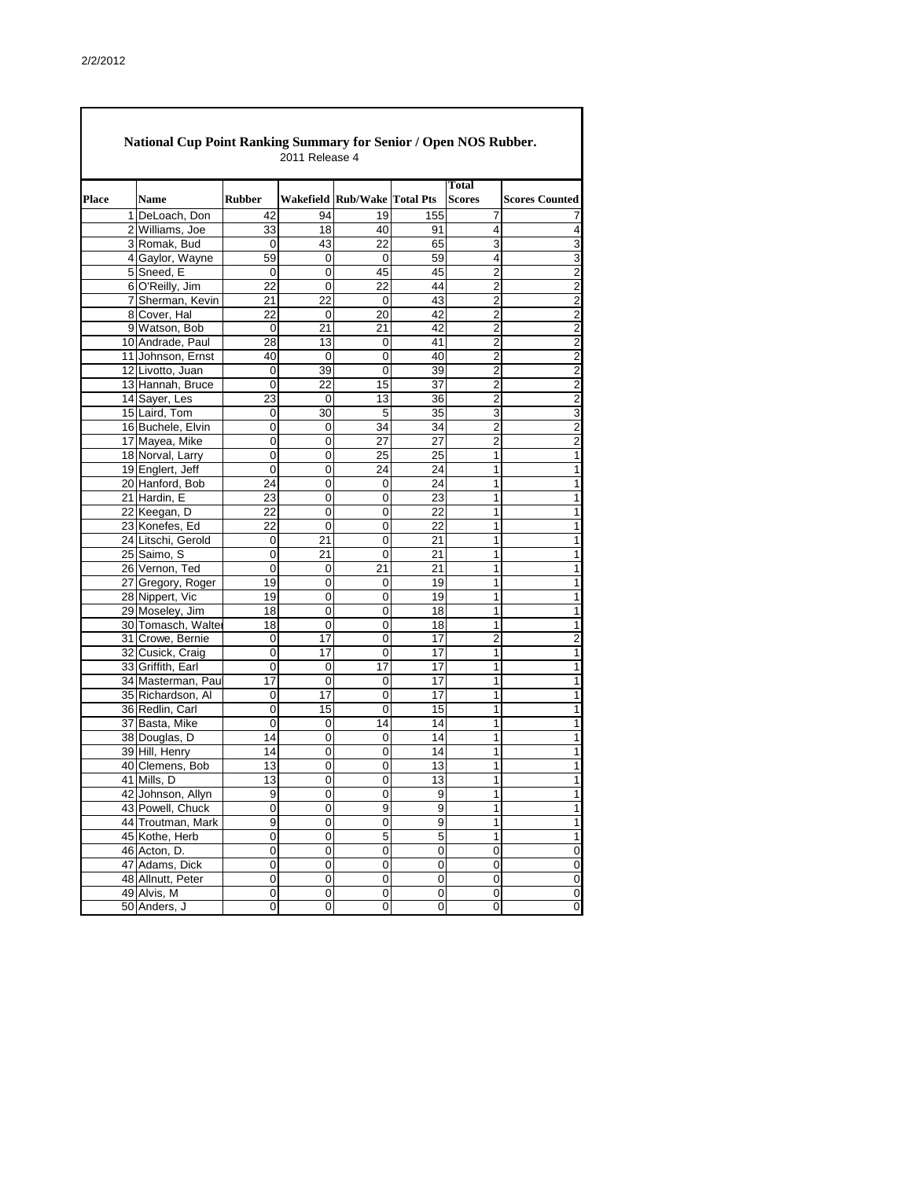## National Cup Point Ranking Summary for Senior / Open NOS Rubber.

2011 Release 4

| Place | Name | Rubber | Wakefield | Rub/Wake | Total Pts | Total Scores | Scores Counted |
|---|---|---|---|---|---|---|---|
| 1 | DeLoach, Don | 42 | 94 | 19 | 155 | 7 | 7 |
| 2 | Williams, Joe | 33 | 18 | 40 | 91 | 4 | 4 |
| 3 | Romak, Bud | 0 | 43 | 22 | 65 | 3 | 3 |
| 4 | Gaylor, Wayne | 59 | 0 | 0 | 59 | 4 | 3 |
| 5 | Sneed, E | 0 | 0 | 45 | 45 | 2 | 2 |
| 6 | O'Reilly, Jim | 22 | 0 | 22 | 44 | 2 | 2 |
| 7 | Sherman, Kevin | 21 | 22 | 0 | 43 | 2 | 2 |
| 8 | Cover, Hal | 22 | 0 | 20 | 42 | 2 | 2 |
| 9 | Watson, Bob | 0 | 21 | 21 | 42 | 2 | 2 |
| 10 | Andrade, Paul | 28 | 13 | 0 | 41 | 2 | 2 |
| 11 | Johnson, Ernst | 40 | 0 | 0 | 40 | 2 | 2 |
| 12 | Livotto, Juan | 0 | 39 | 0 | 39 | 2 | 2 |
| 13 | Hannah, Bruce | 0 | 22 | 15 | 37 | 2 | 2 |
| 14 | Sayer, Les | 23 | 0 | 13 | 36 | 2 | 2 |
| 15 | Laird, Tom | 0 | 30 | 5 | 35 | 3 | 3 |
| 16 | Buchele, Elvin | 0 | 0 | 34 | 34 | 2 | 2 |
| 17 | Mayea, Mike | 0 | 0 | 27 | 27 | 2 | 2 |
| 18 | Norval, Larry | 0 | 0 | 25 | 25 | 1 | 1 |
| 19 | Englert, Jeff | 0 | 0 | 24 | 24 | 1 | 1 |
| 20 | Hanford, Bob | 24 | 0 | 0 | 24 | 1 | 1 |
| 21 | Hardin, E | 23 | 0 | 0 | 23 | 1 | 1 |
| 22 | Keegan, D | 22 | 0 | 0 | 22 | 1 | 1 |
| 23 | Konefes, Ed | 22 | 0 | 0 | 22 | 1 | 1 |
| 24 | Litschi, Gerold | 0 | 21 | 0 | 21 | 1 | 1 |
| 25 | Saimo, S | 0 | 21 | 0 | 21 | 1 | 1 |
| 26 | Vernon, Ted | 0 | 0 | 21 | 21 | 1 | 1 |
| 27 | Gregory, Roger | 19 | 0 | 0 | 19 | 1 | 1 |
| 28 | Nippert, Vic | 19 | 0 | 0 | 19 | 1 | 1 |
| 29 | Moseley, Jim | 18 | 0 | 0 | 18 | 1 | 1 |
| 30 | Tomasch, Walter | 18 | 0 | 0 | 18 | 1 | 1 |
| 31 | Crowe, Bernie | 0 | 17 | 0 | 17 | 2 | 2 |
| 32 | Cusick, Craig | 0 | 17 | 0 | 17 | 1 | 1 |
| 33 | Griffith, Earl | 0 | 0 | 17 | 17 | 1 | 1 |
| 34 | Masterman, Paul | 17 | 0 | 0 | 17 | 1 | 1 |
| 35 | Richardson, Al | 0 | 17 | 0 | 17 | 1 | 1 |
| 36 | Redlin, Carl | 0 | 15 | 0 | 15 | 1 | 1 |
| 37 | Basta, Mike | 0 | 0 | 14 | 14 | 1 | 1 |
| 38 | Douglas, D | 14 | 0 | 0 | 14 | 1 | 1 |
| 39 | Hill, Henry | 14 | 0 | 0 | 14 | 1 | 1 |
| 40 | Clemens, Bob | 13 | 0 | 0 | 13 | 1 | 1 |
| 41 | Mills, D | 13 | 0 | 0 | 13 | 1 | 1 |
| 42 | Johnson, Allyn | 9 | 0 | 0 | 9 | 1 | 1 |
| 43 | Powell, Chuck | 0 | 0 | 9 | 9 | 1 | 1 |
| 44 | Troutman, Mark | 9 | 0 | 0 | 9 | 1 | 1 |
| 45 | Kothe, Herb | 0 | 0 | 5 | 5 | 1 | 1 |
| 46 | Acton, D. | 0 | 0 | 0 | 0 | 0 | 0 |
| 47 | Adams, Dick | 0 | 0 | 0 | 0 | 0 | 0 |
| 48 | Allnutt, Peter | 0 | 0 | 0 | 0 | 0 | 0 |
| 49 | Alvis, M | 0 | 0 | 0 | 0 | 0 | 0 |
| 50 | Anders, J | 0 | 0 | 0 | 0 | 0 | 0 |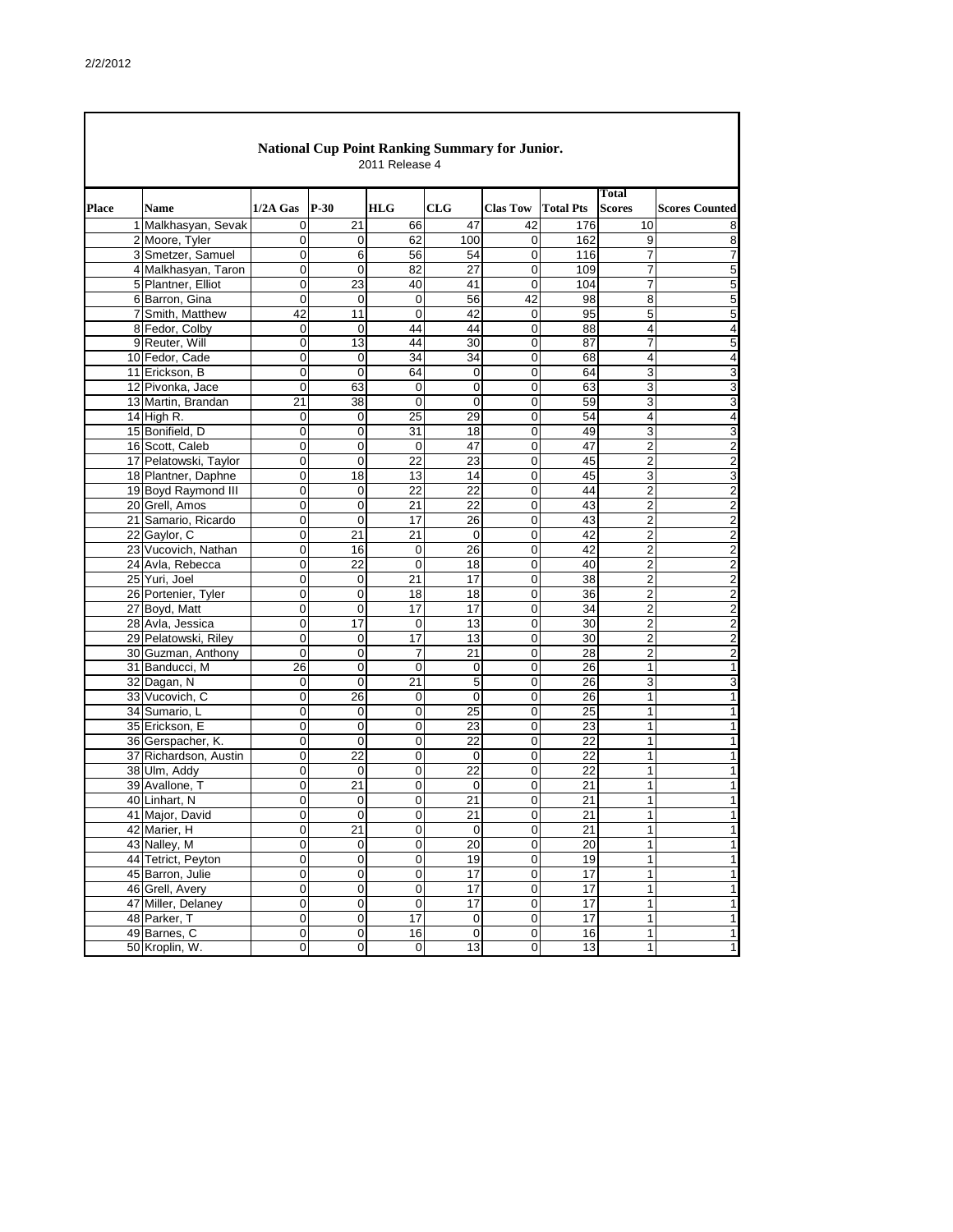2/2/2012

## National Cup Point Ranking Summary for Junior.

2011 Release 4

| Place | Name | 1/2A Gas | P-30 | HLG | CLG | Clas Tow | Total Pts | Total Scores | Scores Counted |
|---|---|---|---|---|---|---|---|---|---|
| 1 | Malkhasyan, Sevak | 0 | 21 | 66 | 47 | 42 | 176 | 10 | 8 |
| 2 | Moore, Tyler | 0 | 0 | 62 | 100 | 0 | 162 | 9 | 8 |
| 3 | Smetzer, Samuel | 0 | 6 | 56 | 54 | 0 | 116 | 7 | 7 |
| 4 | Malkhasyan, Taron | 0 | 0 | 82 | 27 | 0 | 109 | 7 | 5 |
| 5 | Plantner, Elliot | 0 | 23 | 40 | 41 | 0 | 104 | 7 | 5 |
| 6 | Barron, Gina | 0 | 0 | 0 | 56 | 42 | 98 | 8 | 5 |
| 7 | Smith, Matthew | 42 | 11 | 0 | 42 | 0 | 95 | 5 | 5 |
| 8 | Fedor, Colby | 0 | 0 | 44 | 44 | 0 | 88 | 4 | 4 |
| 9 | Reuter, Will | 0 | 13 | 44 | 30 | 0 | 87 | 7 | 5 |
| 10 | Fedor, Cade | 0 | 0 | 34 | 34 | 0 | 68 | 4 | 4 |
| 11 | Erickson, B | 0 | 0 | 64 | 0 | 0 | 64 | 3 | 3 |
| 12 | Pivonka, Jace | 0 | 63 | 0 | 0 | 0 | 63 | 3 | 3 |
| 13 | Martin, Brandan | 21 | 38 | 0 | 0 | 0 | 59 | 3 | 3 |
| 14 | High R. | 0 | 0 | 25 | 29 | 0 | 54 | 4 | 4 |
| 15 | Bonifield, D | 0 | 0 | 31 | 18 | 0 | 49 | 3 | 3 |
| 16 | Scott, Caleb | 0 | 0 | 0 | 47 | 0 | 47 | 2 | 2 |
| 17 | Pelatowski, Taylor | 0 | 0 | 22 | 23 | 0 | 45 | 2 | 2 |
| 18 | Plantner, Daphne | 0 | 18 | 13 | 14 | 0 | 45 | 3 | 3 |
| 19 | Boyd Raymond III | 0 | 0 | 22 | 22 | 0 | 44 | 2 | 2 |
| 20 | Grell, Amos | 0 | 0 | 21 | 22 | 0 | 43 | 2 | 2 |
| 21 | Samario, Ricardo | 0 | 0 | 17 | 26 | 0 | 43 | 2 | 2 |
| 22 | Gaylor, C | 0 | 21 | 21 | 0 | 0 | 42 | 2 | 2 |
| 23 | Vucovich, Nathan | 0 | 16 | 0 | 26 | 0 | 42 | 2 | 2 |
| 24 | Avla, Rebecca | 0 | 22 | 0 | 18 | 0 | 40 | 2 | 2 |
| 25 | Yuri, Joel | 0 | 0 | 21 | 17 | 0 | 38 | 2 | 2 |
| 26 | Portenier, Tyler | 0 | 0 | 18 | 18 | 0 | 36 | 2 | 2 |
| 27 | Boyd, Matt | 0 | 0 | 17 | 17 | 0 | 34 | 2 | 2 |
| 28 | Avla, Jessica | 0 | 17 | 0 | 13 | 0 | 30 | 2 | 2 |
| 29 | Pelatowski, Riley | 0 | 0 | 17 | 13 | 0 | 30 | 2 | 2 |
| 30 | Guzman, Anthony | 0 | 0 | 7 | 21 | 0 | 28 | 2 | 2 |
| 31 | Banducci, M | 26 | 0 | 0 | 0 | 0 | 26 | 1 | 1 |
| 32 | Dagan, N | 0 | 0 | 21 | 5 | 0 | 26 | 3 | 3 |
| 33 | Vucovich, C | 0 | 26 | 0 | 0 | 0 | 26 | 1 | 1 |
| 34 | Sumario, L | 0 | 0 | 0 | 25 | 0 | 25 | 1 | 1 |
| 35 | Erickson, E | 0 | 0 | 0 | 23 | 0 | 23 | 1 | 1 |
| 36 | Gerspacher, K. | 0 | 0 | 0 | 22 | 0 | 22 | 1 | 1 |
| 37 | Richardson, Austin | 0 | 22 | 0 | 0 | 0 | 22 | 1 | 1 |
| 38 | Ulm, Addy | 0 | 0 | 0 | 22 | 0 | 22 | 1 | 1 |
| 39 | Avallone, T | 0 | 21 | 0 | 0 | 0 | 21 | 1 | 1 |
| 40 | Linhart, N | 0 | 0 | 0 | 21 | 0 | 21 | 1 | 1 |
| 41 | Major, David | 0 | 0 | 0 | 21 | 0 | 21 | 1 | 1 |
| 42 | Marier, H | 0 | 21 | 0 | 0 | 0 | 21 | 1 | 1 |
| 43 | Nalley, M | 0 | 0 | 0 | 20 | 0 | 20 | 1 | 1 |
| 44 | Tetrict, Peyton | 0 | 0 | 0 | 19 | 0 | 19 | 1 | 1 |
| 45 | Barron, Julie | 0 | 0 | 0 | 17 | 0 | 17 | 1 | 1 |
| 46 | Grell, Avery | 0 | 0 | 0 | 17 | 0 | 17 | 1 | 1 |
| 47 | Miller, Delaney | 0 | 0 | 0 | 17 | 0 | 17 | 1 | 1 |
| 48 | Parker, T | 0 | 0 | 17 | 0 | 0 | 17 | 1 | 1 |
| 49 | Barnes, C | 0 | 0 | 16 | 0 | 0 | 16 | 1 | 1 |
| 50 | Kroplin, W. | 0 | 0 | 0 | 13 | 0 | 13 | 1 | 1 |